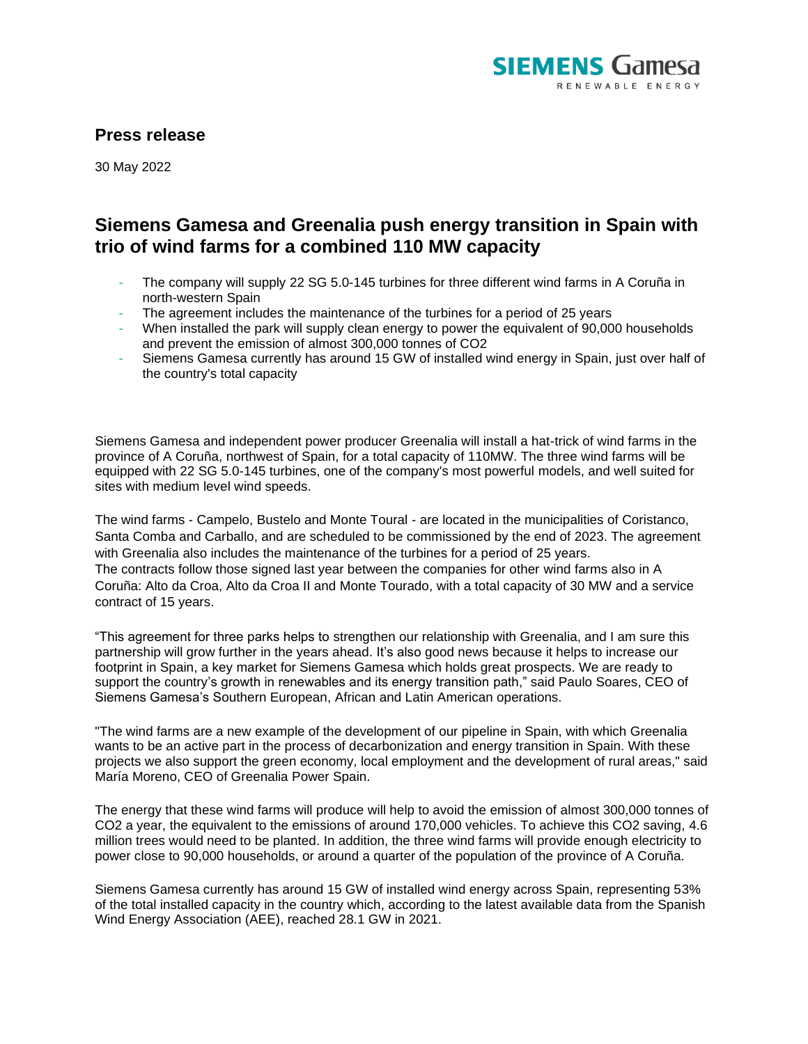SIEMENS Gamesa
RENEWABLE ENERGY

## Press release

30 May 2022

# Siemens Gamesa and Greenalia push energy transition in Spain with trio of wind farms for a combined 110 MW capacity

- The company will supply 22 SG 5.0-145 turbines for three different wind farms in A Coruña in north-western Spain
- The agreement includes the maintenance of the turbines for a period of 25 years
- When installed the park will supply clean energy to power the equivalent of 90,000 households and prevent the emission of almost 300,000 tonnes of $CO_2$
- Siemens Gamesa currently has around 15 GW of installed wind energy in Spain, just over half of the country's total capacity

Siemens Gamesa and independent power producer Greenalia will install a hat-trick of wind farms in the province of A Coruña, northwest of Spain, for a total capacity of 110MW. The three wind farms will be equipped with 22 SG 5.0-145 turbines, one of the company's most powerful models, and well suited for sites with medium level wind speeds.

The wind farms - Campelo, Bustelo and Monte Toural - are located in the municipalities of Coristanco, Santa Comba and Carballo, and are scheduled to be commissioned by the end of 2023. The agreement with Greenalia also includes the maintenance of the turbines for a period of 25 years.
The contracts follow those signed last year between the companies for other wind farms also in A Coruña: Alto da Croa, Alto da Croa II and Monte Tourado, with a total capacity of 30 MW and a service contract of 15 years.

“This agreement for three parks helps to strengthen our relationship with Greenalia, and I am sure this partnership will grow further in the years ahead. It’s also good news because it helps to increase our footprint in Spain, a key market for Siemens Gamesa which holds great prospects. We are ready to support the country’s growth in renewables and its energy transition path,” said Paulo Soares, CEO of Siemens Gamesa’s Southern European, African and Latin American operations.

"The wind farms are a new example of the development of our pipeline in Spain, with which Greenalia wants to be an active part in the process of decarbonization and energy transition in Spain. With these projects we also support the green economy, local employment and the development of rural areas," said María Moreno, CEO of Greenalia Power Spain.

The energy that these wind farms will produce will help to avoid the emission of almost 300,000 tonnes of $CO_2$ a year, the equivalent to the emissions of around 170,000 vehicles. To achieve this $CO_2$ saving, 4.6 million trees would need to be planted. In addition, the three wind farms will provide enough electricity to power close to 90,000 households, or around a quarter of the population of the province of A Coruña.

Siemens Gamesa currently has around 15 GW of installed wind energy across Spain, representing 53% of the total installed capacity in the country which, according to the latest available data from the Spanish Wind Energy Association (AEE), reached 28.1 GW in 2021.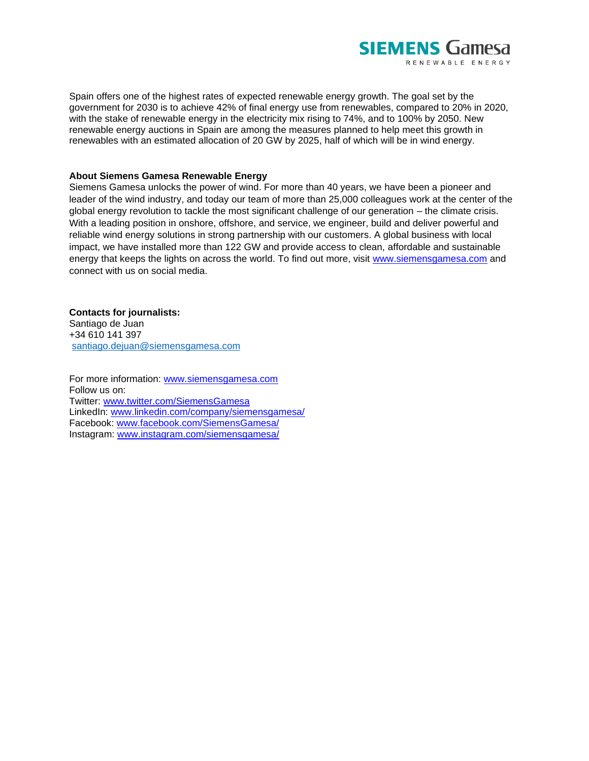Spain offers one of the highest rates of expected renewable energy growth. The goal set by the government for 2030 is to achieve 42% of final energy use from renewables, compared to 20% in 2020, with the stake of renewable energy in the electricity mix rising to 74%, and to 100% by 2050. New renewable energy auctions in Spain are among the measures planned to help meet this growth in renewables with an estimated allocation of 20 GW by 2025, half of which will be in wind energy.

**About Siemens Gamesa Renewable Energy**

Siemens Gamesa unlocks the power of wind. For more than 40 years, we have been a pioneer and leader of the wind industry, and today our team of more than 25,000 colleagues work at the center of the global energy revolution to tackle the most significant challenge of our generation – the climate crisis. With a leading position in onshore, offshore, and service, we engineer, build and deliver powerful and reliable wind energy solutions in strong partnership with our customers. A global business with local impact, we have installed more than 122 GW and provide access to clean, affordable and sustainable energy that keeps the lights on across the world. To find out more, visit www.siemensgamesa.com and connect with us on social media.

**Contacts for journalists:**

Santiago de Juan
+34 610 141 397
santiago.dejuan@siemensgamesa.com

For more information: www.siemensgamesa.com
Follow us on:
Twitter: www.twitter.com/SiemensGamesa
LinkedIn: www.linkedin.com/company/siemensgamesa/
Facebook: www.facebook.com/SiemensGamesa/
Instagram: www.instagram.com/siemensgamesa/